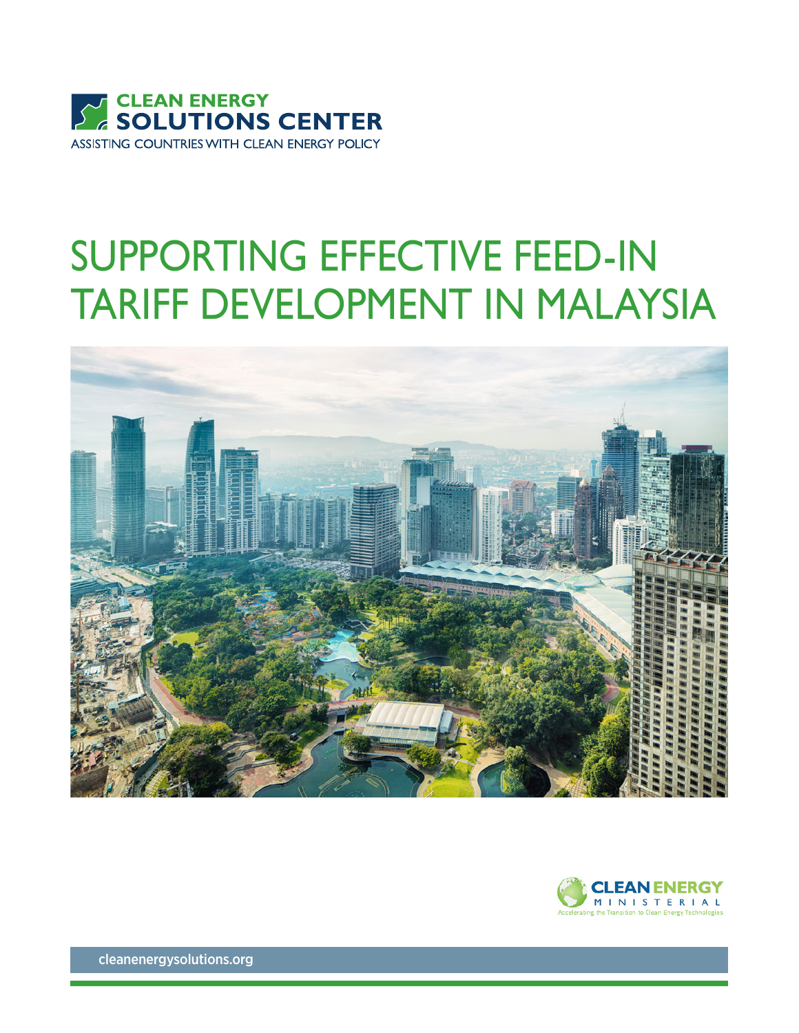CLEAN ENERGY SOLUTIONS CENTER

ASSISTING COUNTRIES WITH CLEAN ENERGY POLICY

# SUPPORTING EFFECTIVE FEED-IN TARIFF DEVELOPMENT IN MALAYSIA

CLEAN ENERGY MINISTERIAL

Accelerating the Transition to Clean Energy Technologies

cleanenergysolutions.org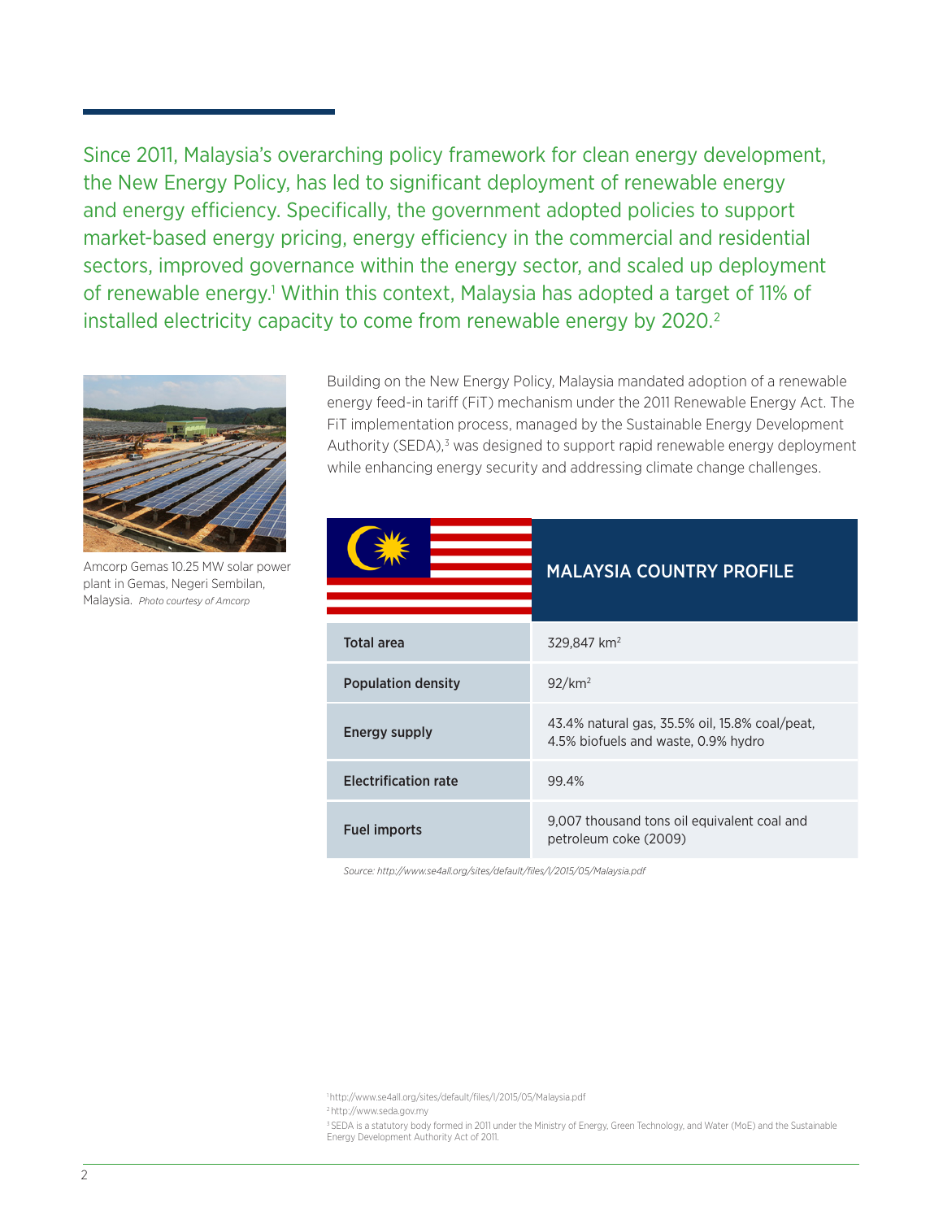Since 2011, Malaysia's overarching policy framework for clean energy development, the New Energy Policy, has led to significant deployment of renewable energy and energy efficiency. Specifically, the government adopted policies to support market-based energy pricing, energy efficiency in the commercial and residential sectors, improved governance within the energy sector, and scaled up deployment of renewable energy.[1] Within this context, Malaysia has adopted a target of 11% of installed electricity capacity to come from renewable energy by 2020.[2]

Amcorp Gemas 10.25 MW solar power plant in Gemas, Negeri Sembilan, Malaysia. *Photo courtesy of Amcorp*

Building on the New Energy Policy, Malaysia mandated adoption of a renewable energy feed-in tariff (FiT) mechanism under the 2011 Renewable Energy Act. The FiT implementation process, managed by the Sustainable Energy Development Authority (SEDA),[3] was designed to support rapid renewable energy deployment while enhancing energy security and addressing climate change challenges.

| MALAYSIA COUNTRY PROFILE | |
|---|---|
| **Total area** | 329,847 km$^2$ |
| **Population density** | 92/km$^2$ |
| **Energy supply** | 43.4% natural gas, 35.5% oil, 15.8% coal/peat, 4.5% biofuels and waste, 0.9% hydro |
| **Electrification rate** | 99.4% |
| **Fuel imports** | 9,007 thousand tons oil equivalent coal and petroleum coke (2009) |

*Source: http://www.se4all.org/sites/default/files/l/2015/05/Malaysia.pdf*

[1] http://www.se4all.org/sites/default/files/l/2015/05/Malaysia.pdf

[2] http://www.seda.gov.my

[3] SEDA is a statutory body formed in 2011 under the Ministry of Energy, Green Technology, and Water (MoE) and the Sustainable Energy Development Authority Act of 2011.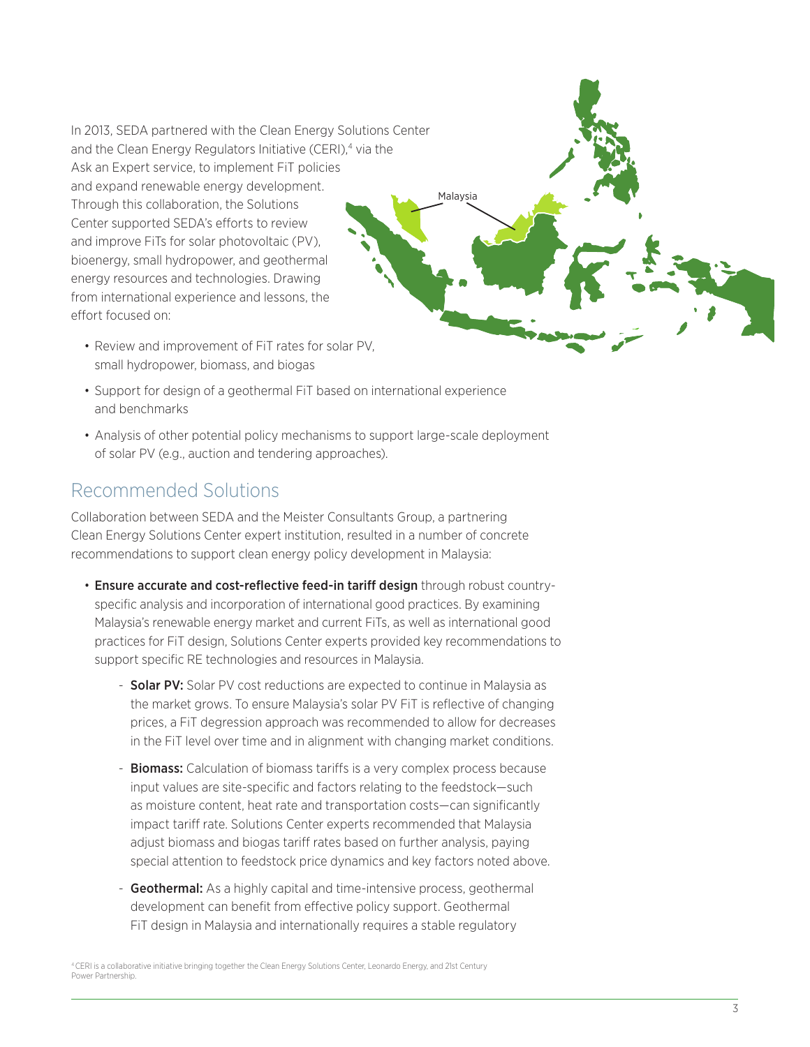In 2013, SEDA partnered with the Clean Energy Solutions Center and the Clean Energy Regulators Initiative (CERI),[4] via the Ask an Expert service, to implement FiT policies and expand renewable energy development. Through this collaboration, the Solutions Center supported SEDA's efforts to review and improve FiTs for solar photovoltaic (PV), bioenergy, small hydropower, and geothermal energy resources and technologies. Drawing from international experience and lessons, the effort focused on:

- Review and improvement of FiT rates for solar PV, small hydropower, biomass, and biogas
- Support for design of a geothermal FiT based on international experience and benchmarks
- Analysis of other potential policy mechanisms to support large-scale deployment of solar PV (e.g., auction and tendering approaches).

## Recommended Solutions

Collaboration between SEDA and the Meister Consultants Group, a partnering Clean Energy Solutions Center expert institution, resulted in a number of concrete recommendations to support clean energy policy development in Malaysia:

- **Ensure accurate and cost-reflective feed-in tariff design** through robust country-specific analysis and incorporation of international good practices. By examining Malaysia's renewable energy market and current FiTs, as well as international good practices for FiT design, Solutions Center experts provided key recommendations to support specific RE technologies and resources in Malaysia.
    - **Solar PV:** Solar PV cost reductions are expected to continue in Malaysia as the market grows. To ensure Malaysia's solar PV FiT is reflective of changing prices, a FiT degression approach was recommended to allow for decreases in the FiT level over time and in alignment with changing market conditions.
    - **Biomass:** Calculation of biomass tariffs is a very complex process because input values are site-specific and factors relating to the feedstock—such as moisture content, heat rate and transportation costs—can significantly impact tariff rate. Solutions Center experts recommended that Malaysia adjust biomass and biogas tariff rates based on further analysis, paying special attention to feedstock price dynamics and key factors noted above.
    - **Geothermal:** As a highly capital and time-intensive process, geothermal development can benefit from effective policy support. Geothermal FiT design in Malaysia and internationally requires a stable regulatory

[4] CERI is a collaborative initiative bringing together the Clean Energy Solutions Center, Leonardo Energy, and 21st Century Power Partnership.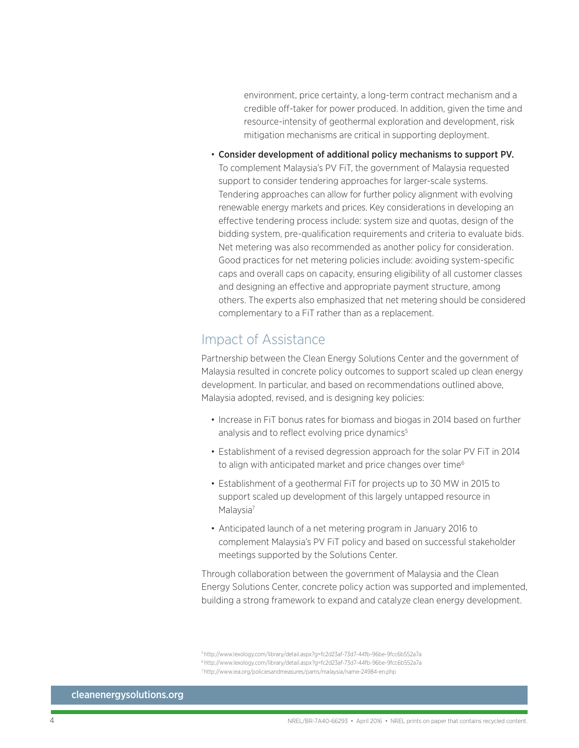environment, price certainty, a long-term contract mechanism and a credible off-taker for power produced. In addition, given the time and resource-intensity of geothermal exploration and development, risk mitigation mechanisms are critical in supporting deployment.

- **Consider development of additional policy mechanisms to support PV.** To complement Malaysia's PV FiT, the government of Malaysia requested support to consider tendering approaches for larger-scale systems. Tendering approaches can allow for further policy alignment with evolving renewable energy markets and prices. Key considerations in developing an effective tendering process include: system size and quotas, design of the bidding system, pre-qualification requirements and criteria to evaluate bids. Net metering was also recommended as another policy for consideration. Good practices for net metering policies include: avoiding system-specific caps and overall caps on capacity, ensuring eligibility of all customer classes and designing an effective and appropriate payment structure, among others. The experts also emphasized that net metering should be considered complementary to a FiT rather than as a replacement.

## Impact of Assistance

Partnership between the Clean Energy Solutions Center and the government of Malaysia resulted in concrete policy outcomes to support scaled up clean energy development. In particular, and based on recommendations outlined above, Malaysia adopted, revised, and is designing key policies:

- Increase in FiT bonus rates for biomass and biogas in 2014 based on further analysis and to reflect evolving price dynamics[5]
- Establishment of a revised degression approach for the solar PV FiT in 2014 to align with anticipated market and price changes over time[6]
- Establishment of a geothermal FiT for projects up to 30 MW in 2015 to support scaled up development of this largely untapped resource in Malaysia[7]
- Anticipated launch of a net metering program in January 2016 to complement Malaysia's PV FiT policy and based on successful stakeholder meetings supported by the Solutions Center.

Through collaboration between the government of Malaysia and the Clean Energy Solutions Center, concrete policy action was supported and implemented, building a strong framework to expand and catalyze clean energy development.

[5] http://www.lexology.com/library/detail.aspx?g=fc2d23af-73d7-44fb-96be-9fcc6b552a7a
[6] http://www.lexology.com/library/detail.aspx?g=fc2d23af-73d7-44fb-96be-9fcc6b552a7a
[7] http://www.iea.org/policiesandmeasures/pams/malaysia/name-24984-en.php

cleanenergysolutions.org

NREL/BR-7A40-66293 • April 2016 • NREL prints on paper that contains recycled content.